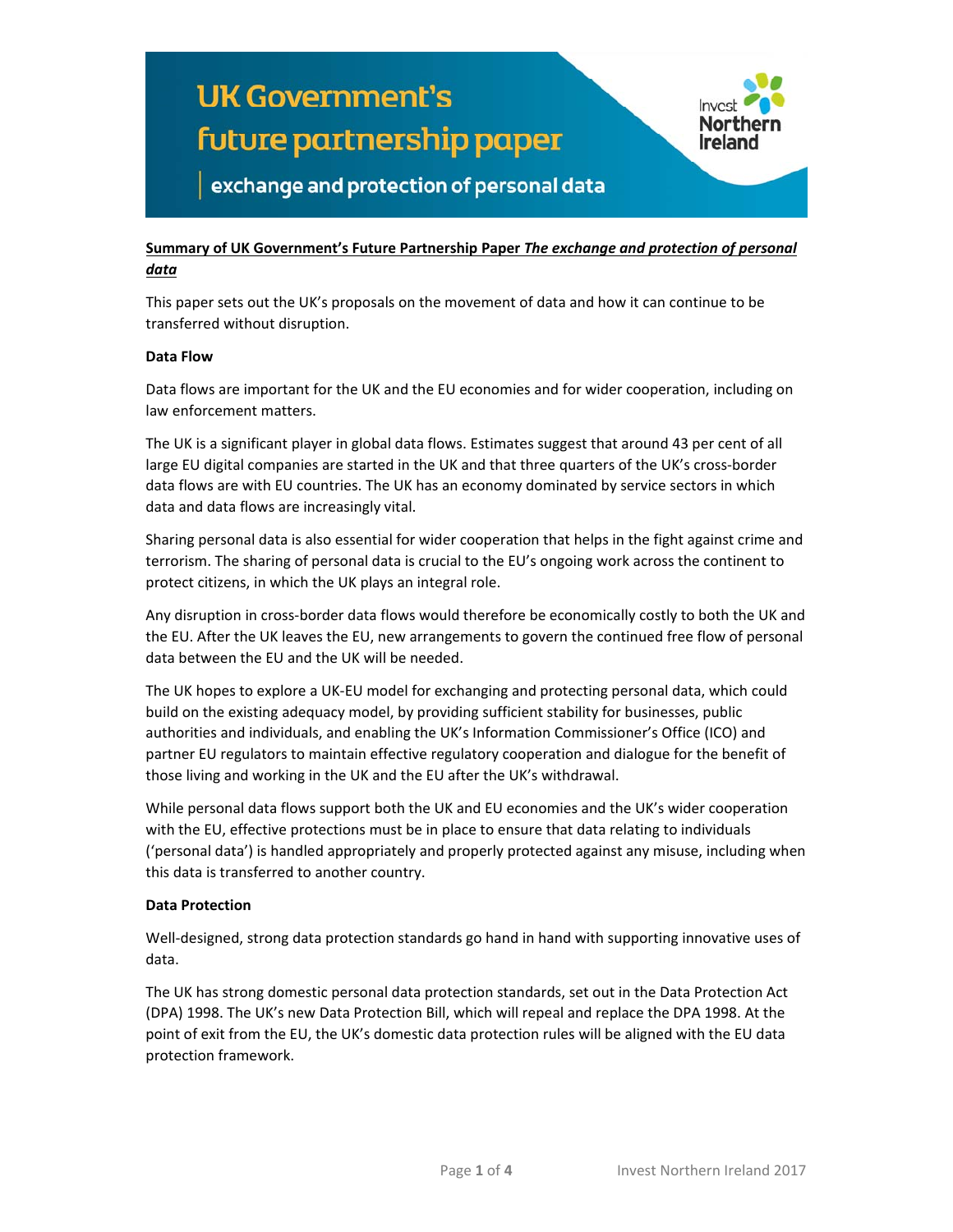# UK Government's future partnership paper

## exchange and protection of personal data

**Summary of UK Government's Future Partnership Paper *The exchange and protection of personal data***

This paper sets out the UK's proposals on the movement of data and how it can continue to be transferred without disruption.

**Data Flow**

Data flows are important for the UK and the EU economies and for wider cooperation, including on law enforcement matters.

The UK is a significant player in global data flows. Estimates suggest that around 43 per cent of all large EU digital companies are started in the UK and that three quarters of the UK's cross-border data flows are with EU countries. The UK has an economy dominated by service sectors in which data and data flows are increasingly vital.

Sharing personal data is also essential for wider cooperation that helps in the fight against crime and terrorism. The sharing of personal data is crucial to the EU's ongoing work across the continent to protect citizens, in which the UK plays an integral role.

Any disruption in cross-border data flows would therefore be economically costly to both the UK and the EU. After the UK leaves the EU, new arrangements to govern the continued free flow of personal data between the EU and the UK will be needed.

The UK hopes to explore a UK-EU model for exchanging and protecting personal data, which could build on the existing adequacy model, by providing sufficient stability for businesses, public authorities and individuals, and enabling the UK's Information Commissioner's Office (ICO) and partner EU regulators to maintain effective regulatory cooperation and dialogue for the benefit of those living and working in the UK and the EU after the UK's withdrawal.

While personal data flows support both the UK and EU economies and the UK's wider cooperation with the EU, effective protections must be in place to ensure that data relating to individuals ('personal data') is handled appropriately and properly protected against any misuse, including when this data is transferred to another country.

**Data Protection**

Well-designed, strong data protection standards go hand in hand with supporting innovative uses of data.

The UK has strong domestic personal data protection standards, set out in the Data Protection Act (DPA) 1998. The UK's new Data Protection Bill, which will repeal and replace the DPA 1998. At the point of exit from the EU, the UK's domestic data protection rules will be aligned with the EU data protection framework.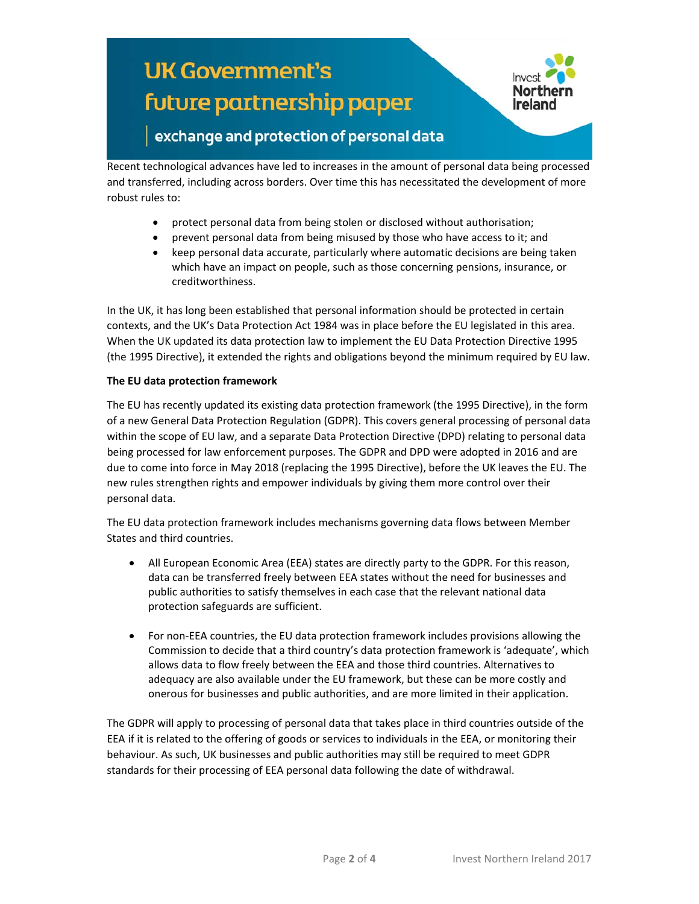# UK Government's future partnership paper

## exchange and protection of personal data

Recent technological advances have led to increases in the amount of personal data being processed and transferred, including across borders. Over time this has necessitated the development of more robust rules to:

- protect personal data from being stolen or disclosed without authorisation;
- prevent personal data from being misused by those who have access to it; and
- keep personal data accurate, particularly where automatic decisions are being taken which have an impact on people, such as those concerning pensions, insurance, or creditworthiness.

In the UK, it has long been established that personal information should be protected in certain contexts, and the UK's Data Protection Act 1984 was in place before the EU legislated in this area. When the UK updated its data protection law to implement the EU Data Protection Directive 1995 (the 1995 Directive), it extended the rights and obligations beyond the minimum required by EU law.

**The EU data protection framework**

The EU has recently updated its existing data protection framework (the 1995 Directive), in the form of a new General Data Protection Regulation (GDPR). This covers general processing of personal data within the scope of EU law, and a separate Data Protection Directive (DPD) relating to personal data being processed for law enforcement purposes. The GDPR and DPD were adopted in 2016 and are due to come into force in May 2018 (replacing the 1995 Directive), before the UK leaves the EU. The new rules strengthen rights and empower individuals by giving them more control over their personal data.

The EU data protection framework includes mechanisms governing data flows between Member States and third countries.

- All European Economic Area (EEA) states are directly party to the GDPR. For this reason, data can be transferred freely between EEA states without the need for businesses and public authorities to satisfy themselves in each case that the relevant national data protection safeguards are sufficient.

- For non-EEA countries, the EU data protection framework includes provisions allowing the Commission to decide that a third country's data protection framework is 'adequate', which allows data to flow freely between the EEA and those third countries. Alternatives to adequacy are also available under the EU framework, but these can be more costly and onerous for businesses and public authorities, and are more limited in their application.

The GDPR will apply to processing of personal data that takes place in third countries outside of the EEA if it is related to the offering of goods or services to individuals in the EEA, or monitoring their behaviour. As such, UK businesses and public authorities may still be required to meet GDPR standards for their processing of EEA personal data following the date of withdrawal.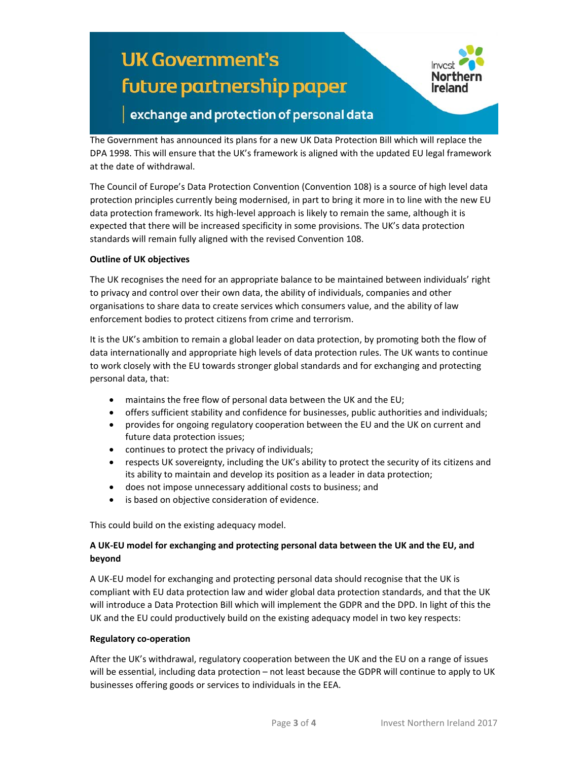# UK Government's future partnership paper

## exchange and protection of personal data

The Government has announced its plans for a new UK Data Protection Bill which will replace the DPA 1998. This will ensure that the UK's framework is aligned with the updated EU legal framework at the date of withdrawal.

The Council of Europe's Data Protection Convention (Convention 108) is a source of high level data protection principles currently being modernised, in part to bring it more in to line with the new EU data protection framework. Its high-level approach is likely to remain the same, although it is expected that there will be increased specificity in some provisions. The UK's data protection standards will remain fully aligned with the revised Convention 108.

**Outline of UK objectives**

The UK recognises the need for an appropriate balance to be maintained between individuals' right to privacy and control over their own data, the ability of individuals, companies and other organisations to share data to create services which consumers value, and the ability of law enforcement bodies to protect citizens from crime and terrorism.

It is the UK's ambition to remain a global leader on data protection, by promoting both the flow of data internationally and appropriate high levels of data protection rules. The UK wants to continue to work closely with the EU towards stronger global standards and for exchanging and protecting personal data, that:

- maintains the free flow of personal data between the UK and the EU;
- offers sufficient stability and confidence for businesses, public authorities and individuals;
- provides for ongoing regulatory cooperation between the EU and the UK on current and future data protection issues;
- continues to protect the privacy of individuals;
- respects UK sovereignty, including the UK's ability to protect the security of its citizens and its ability to maintain and develop its position as a leader in data protection;
- does not impose unnecessary additional costs to business; and
- is based on objective consideration of evidence.

This could build on the existing adequacy model.

**A UK-EU model for exchanging and protecting personal data between the UK and the EU, and beyond**

A UK-EU model for exchanging and protecting personal data should recognise that the UK is compliant with EU data protection law and wider global data protection standards, and that the UK will introduce a Data Protection Bill which will implement the GDPR and the DPD. In light of this the UK and the EU could productively build on the existing adequacy model in two key respects:

**Regulatory co-operation**

After the UK's withdrawal, regulatory cooperation between the UK and the EU on a range of issues will be essential, including data protection – not least because the GDPR will continue to apply to UK businesses offering goods or services to individuals in the EEA.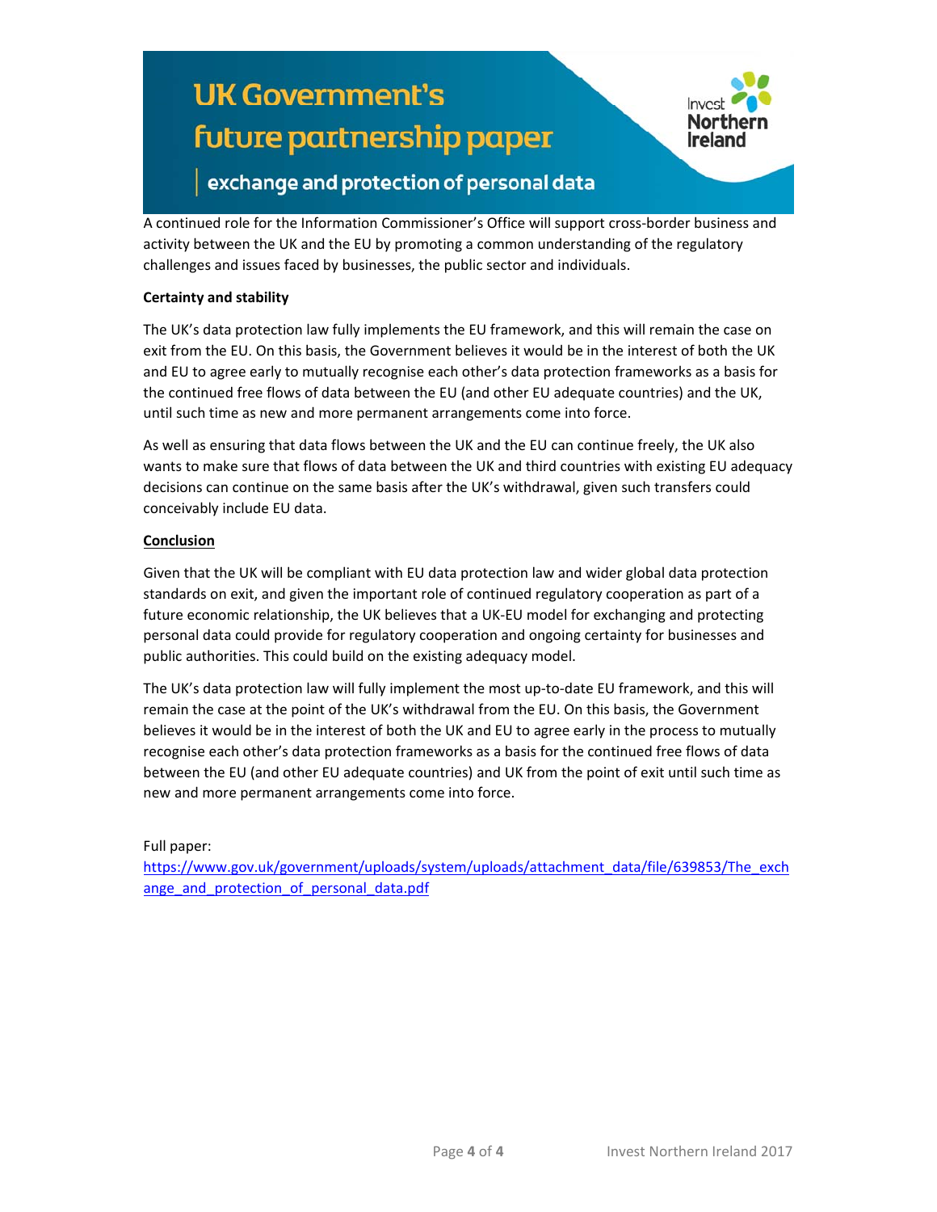# UK Government's future partnership paper

## exchange and protection of personal data

A continued role for the Information Commissioner's Office will support cross-border business and activity between the UK and the EU by promoting a common understanding of the regulatory challenges and issues faced by businesses, the public sector and individuals.

**Certainty and stability**

The UK's data protection law fully implements the EU framework, and this will remain the case on exit from the EU. On this basis, the Government believes it would be in the interest of both the UK and EU to agree early to mutually recognise each other's data protection frameworks as a basis for the continued free flows of data between the EU (and other EU adequate countries) and the UK, until such time as new and more permanent arrangements come into force.

As well as ensuring that data flows between the UK and the EU can continue freely, the UK also wants to make sure that flows of data between the UK and third countries with existing EU adequacy decisions can continue on the same basis after the UK's withdrawal, given such transfers could conceivably include EU data.

**Conclusion**

Given that the UK will be compliant with EU data protection law and wider global data protection standards on exit, and given the important role of continued regulatory cooperation as part of a future economic relationship, the UK believes that a UK-EU model for exchanging and protecting personal data could provide for regulatory cooperation and ongoing certainty for businesses and public authorities. This could build on the existing adequacy model.

The UK's data protection law will fully implement the most up-to-date EU framework, and this will remain the case at the point of the UK's withdrawal from the EU. On this basis, the Government believes it would be in the interest of both the UK and EU to agree early in the process to mutually recognise each other's data protection frameworks as a basis for the continued free flows of data between the EU (and other EU adequate countries) and UK from the point of exit until such time as new and more permanent arrangements come into force.

Full paper:
https://www.gov.uk/government/uploads/system/uploads/attachment_data/file/639853/The_exchange_and_protection_of_personal_data.pdf